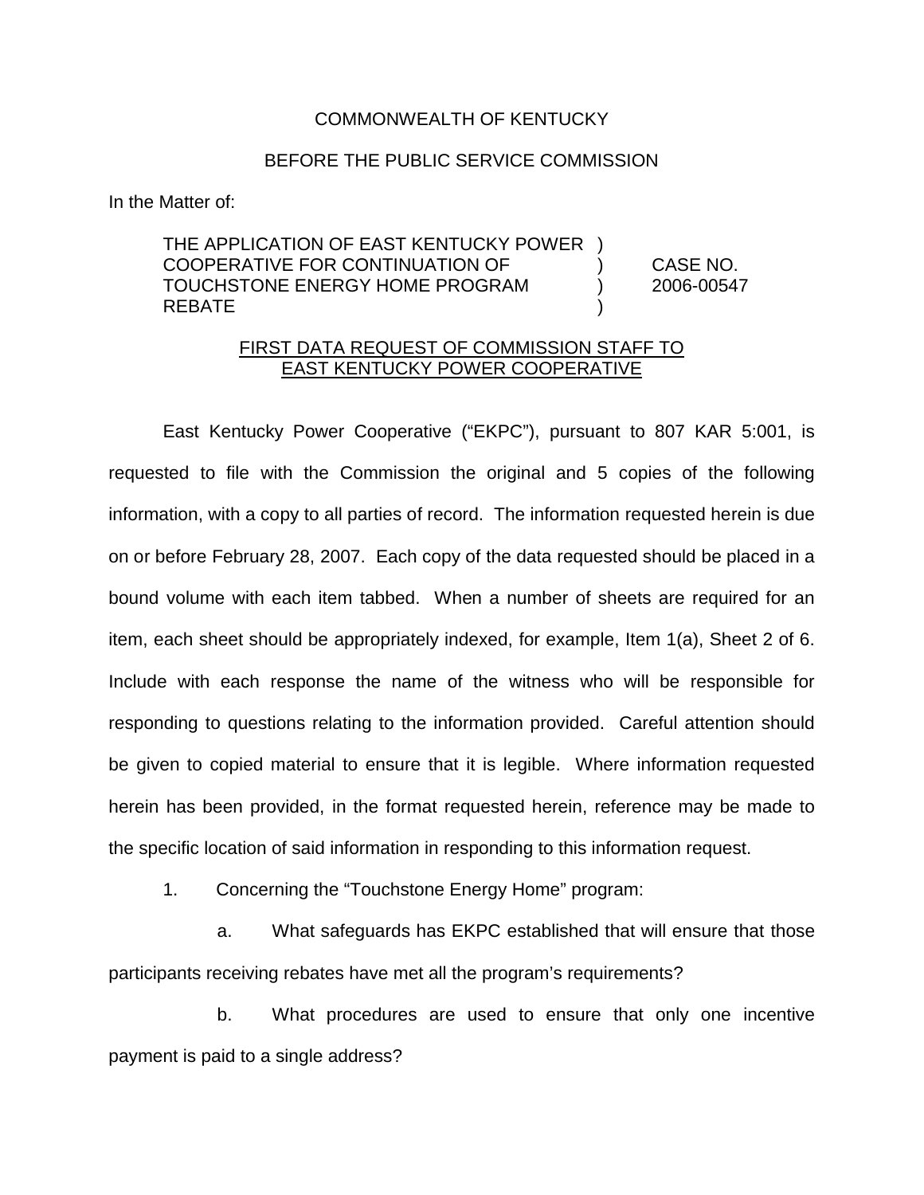COMMONWEALTH OF KENTUCKY

BEFORE THE PUBLIC SERVICE COMMISSION

In the Matter of:

| | | |
|---|---|---|
| THE APPLICATION OF EAST KENTUCKY POWER COOPERATIVE FOR CONTINUATION OF TOUCHSTONE ENERGY HOME PROGRAM REBATE | ) ) ) ) | CASE NO. 2006-00547 |

FIRST DATA REQUEST OF COMMISSION STAFF TO EAST KENTUCKY POWER COOPERATIVE

East Kentucky Power Cooperative ("EKPC"), pursuant to 807 KAR 5:001, is requested to file with the Commission the original and 5 copies of the following information, with a copy to all parties of record. The information requested herein is due on or before February 28, 2007. Each copy of the data requested should be placed in a bound volume with each item tabbed. When a number of sheets are required for an item, each sheet should be appropriately indexed, for example, Item 1(a), Sheet 2 of 6. Include with each response the name of the witness who will be responsible for responding to questions relating to the information provided. Careful attention should be given to copied material to ensure that it is legible. Where information requested herein has been provided, in the format requested herein, reference may be made to the specific location of said information in responding to this information request.

1. Concerning the "Touchstone Energy Home" program:

   a. What safeguards has EKPC established that will ensure that those participants receiving rebates have met all the program's requirements?

   b. What procedures are used to ensure that only one incentive payment is paid to a single address?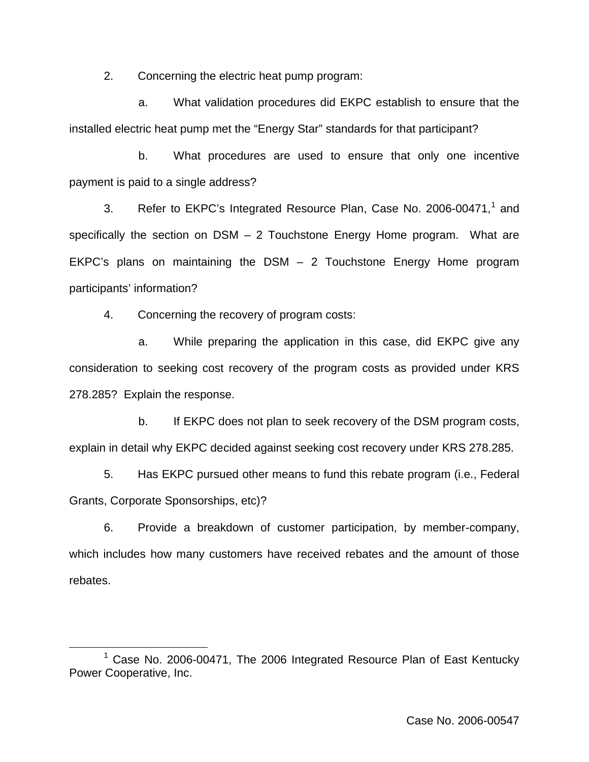2. Concerning the electric heat pump program:

 a. What validation procedures did EKPC establish to ensure that the installed electric heat pump met the "Energy Star" standards for that participant?

 b. What procedures are used to ensure that only one incentive payment is paid to a single address?

3. Refer to EKPC's Integrated Resource Plan, Case No. 2006-00471,[1] and specifically the section on DSM – 2 Touchstone Energy Home program. What are EKPC's plans on maintaining the DSM – 2 Touchstone Energy Home program participants' information?

4. Concerning the recovery of program costs:

 a. While preparing the application in this case, did EKPC give any consideration to seeking cost recovery of the program costs as provided under KRS 278.285? Explain the response.

 b. If EKPC does not plan to seek recovery of the DSM program costs, explain in detail why EKPC decided against seeking cost recovery under KRS 278.285.

5. Has EKPC pursued other means to fund this rebate program (i.e., Federal Grants, Corporate Sponsorships, etc)?

6. Provide a breakdown of customer participation, by member-company, which includes how many customers have received rebates and the amount of those rebates.

---

[1] Case No. 2006-00471, The 2006 Integrated Resource Plan of East Kentucky Power Cooperative, Inc.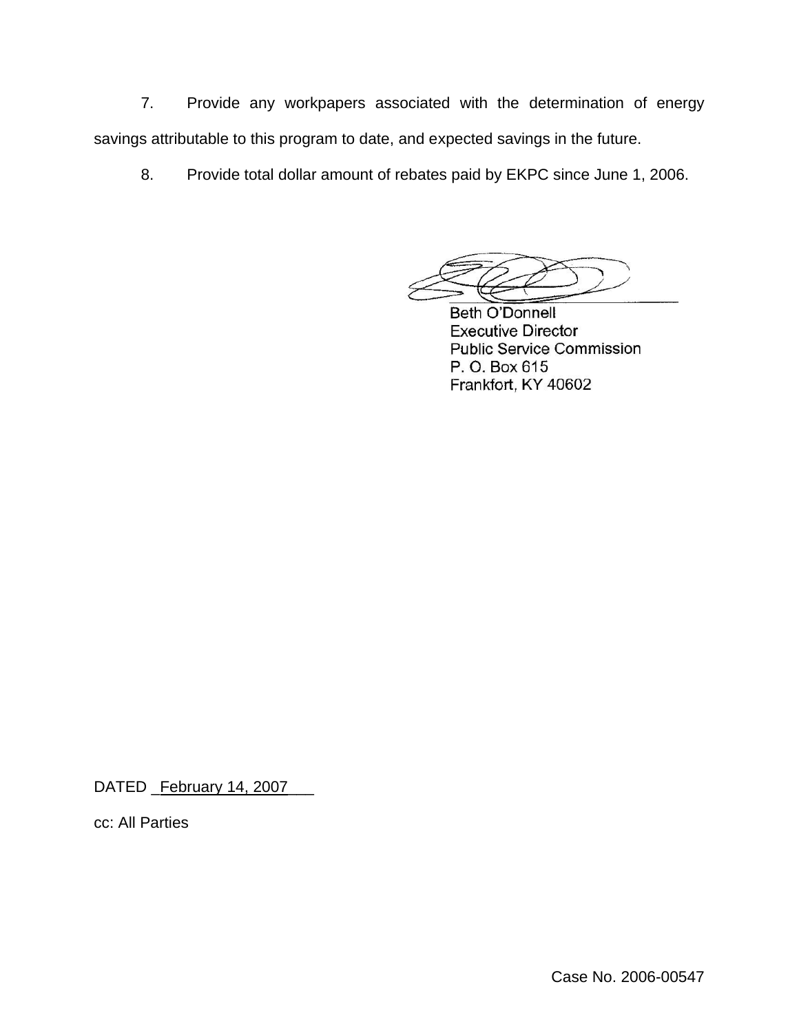7. Provide any workpapers associated with the determination of energy savings attributable to this program to date, and expected savings in the future.

8. Provide total dollar amount of rebates paid by EKPC since June 1, 2006.

Beth O'Donnell
Executive Director
Public Service Commission
P. O. Box 615
Frankfort, KY 40602

DATED February 14, 2007

cc: All Parties

Case No. 2006-00547